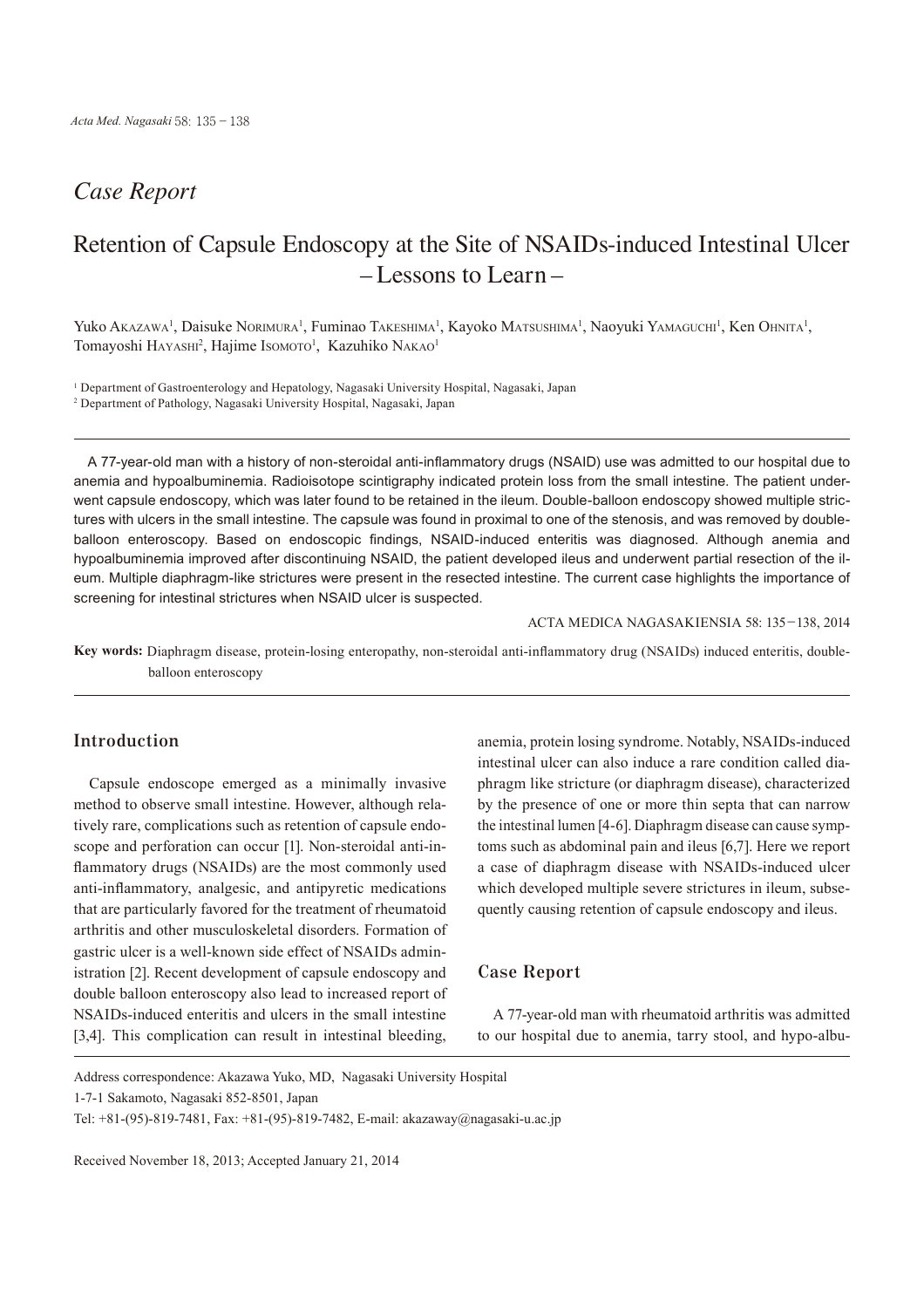## Case Report

# Retention of Capsule Endoscopy at the Site of NSAIDs-induced Intestinal Ulcer – Lessons to Learn –

Yuko Akazawa[1], Daisuke Norimura[1], Fuminao Takeshima[1], Kayoko Matsushima[1], Naoyuki Yamaguchi[1], Ken Ohnita[1], Tomayoshi Hayashi[2], Hajime Isomoto[1], Kazuhiko Nakao[1]

[1] Department of Gastroenterology and Hepatology, Nagasaki University Hospital, Nagasaki, Japan
[2] Department of Pathology, Nagasaki University Hospital, Nagasaki, Japan

A 77-year-old man with a history of non-steroidal anti-inflammatory drugs (NSAID) use was admitted to our hospital due to anemia and hypoalbuminemia. Radioisotope scintigraphy indicated protein loss from the small intestine. The patient underwent capsule endoscopy, which was later found to be retained in the ileum. Double-balloon endoscopy showed multiple strictures with ulcers in the small intestine. The capsule was found in proximal to one of the stenosis, and was removed by double-balloon enteroscopy. Based on endoscopic findings, NSAID-induced enteritis was diagnosed. Although anemia and hypoalbuminemia improved after discontinuing NSAID, the patient developed ileus and underwent partial resection of the ileum. Multiple diaphragm-like strictures were present in the resected intestine. The current case highlights the importance of screening for intestinal strictures when NSAID ulcer is suspected.

ACTA MEDICA NAGASAKIENSIA 58: 135−138, 2014

**Key words:** Diaphragm disease, protein-losing enteropathy, non-steroidal anti-inflammatory drug (NSAIDs) induced enteritis, double-balloon enteroscopy

## Introduction

Capsule endoscope emerged as a minimally invasive method to observe small intestine. However, although relatively rare, complications such as retention of capsule endoscope and perforation can occur [1]. Non-steroidal anti-inflammatory drugs (NSAIDs) are the most commonly used anti-inflammatory, analgesic, and antipyretic medications that are particularly favored for the treatment of rheumatoid arthritis and other musculoskeletal disorders. Formation of gastric ulcer is a well-known side effect of NSAIDs administration [2]. Recent development of capsule endoscopy and double balloon enteroscopy also lead to increased report of NSAIDs-induced enteritis and ulcers in the small intestine [3,4]. This complication can result in intestinal bleeding, anemia, protein losing syndrome. Notably, NSAIDs-induced intestinal ulcer can also induce a rare condition called diaphragm like stricture (or diaphragm disease), characterized by the presence of one or more thin septa that can narrow the intestinal lumen [4-6]. Diaphragm disease can cause symptoms such as abdominal pain and ileus [6,7]. Here we report a case of diaphragm disease with NSAIDs-induced ulcer which developed multiple severe strictures in ileum, subsequently causing retention of capsule endoscopy and ileus.

## Case Report

A 77-year-old man with rheumatoid arthritis was admitted to our hospital due to anemia, tarry stool, and hypo-albu-

Address correspondence: Akazawa Yuko, MD, Nagasaki University Hospital
1-7-1 Sakamoto, Nagasaki 852-8501, Japan
Tel: +81-(95)-819-7481, Fax: +81-(95)-819-7482, E-mail: akazaway@nagasaki-u.ac.jp

Received November 18, 2013; Accepted January 21, 2014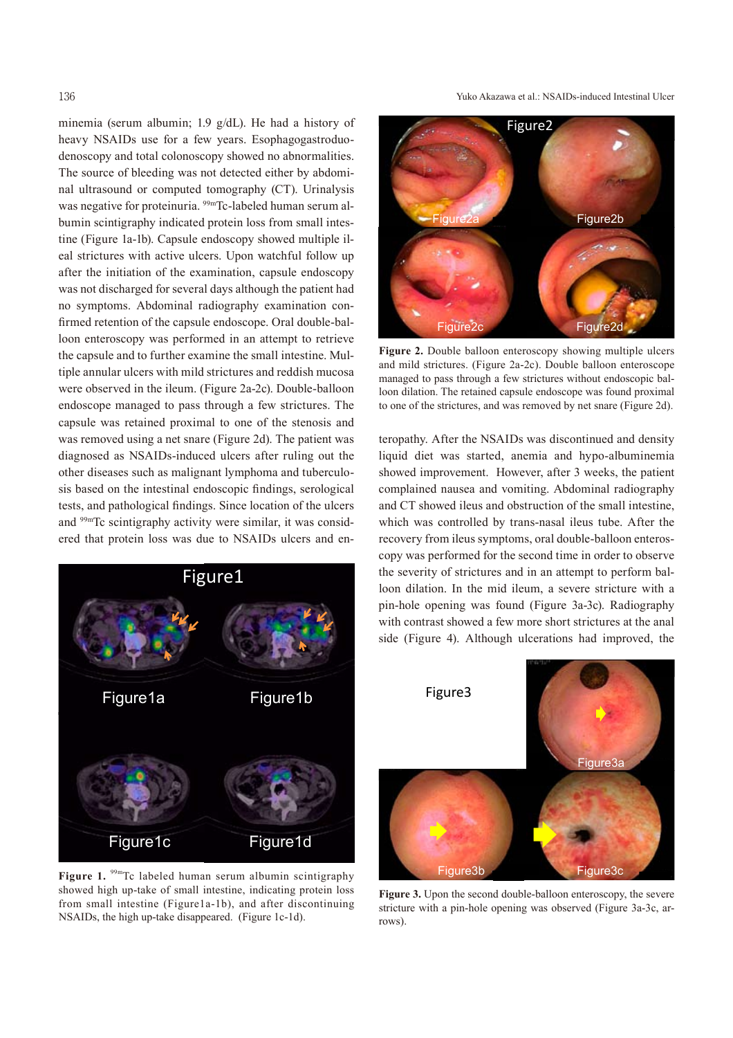minemia (serum albumin; 1.9 g/dL). He had a history of heavy NSAIDs use for a few years. Esophagogastroduodenoscopy and total colonoscopy showed no abnormalities. The source of bleeding was not detected either by abdominal ultrasound or computed tomography (CT). Urinalysis was negative for proteinuria. $^{99m}$Tc-labeled human serum albumin scintigraphy indicated protein loss from small intestine (Figure 1a-1b). Capsule endoscopy showed multiple ileal strictures with active ulcers. Upon watchful follow up after the initiation of the examination, capsule endoscopy was not discharged for several days although the patient had no symptoms. Abdominal radiography examination confirmed retention of the capsule endoscope. Oral double-balloon enteroscopy was performed in an attempt to retrieve the capsule and to further examine the small intestine. Multiple annular ulcers with mild strictures and reddish mucosa were observed in the ileum. (Figure 2a-2c). Double-balloon endoscope managed to pass through a few strictures. The capsule was retained proximal to one of the stenosis and was removed using a net snare (Figure 2d). The patient was diagnosed as NSAIDs-induced ulcers after ruling out the other diseases such as malignant lymphoma and tuberculosis based on the intestinal endoscopic findings, serological tests, and pathological findings. Since location of the ulcers and $^{99m}$Tc scintigraphy activity were similar, it was considered that protein loss was due to NSAIDs ulcers and enteropathy. After the NSAIDs was discontinued and density liquid diet was started, anemia and hypo-albuminemia showed improvement. However, after 3 weeks, the patient complained nausea and vomiting. Abdominal radiography and CT showed ileus and obstruction of the small intestine, which was controlled by trans-nasal ileus tube. After the recovery from ileus symptoms, oral double-balloon enteroscopy was performed for the second time in order to observe the severity of strictures and in an attempt to perform balloon dilation. In the mid ileum, a severe stricture with a pin-hole opening was found (Figure 3a-3c). Radiography with contrast showed a few more short strictures at the anal side (Figure 4). Although ulcerations had improved, the

**Figure 1.** $^{99m}$Tc labeled human serum albumin scintigraphy showed high up-take of small intestine, indicating protein loss from small intestine (Figure1a-1b), and after discontinuing NSAIDs, the high up-take disappeared. (Figure 1c-1d).

**Figure 2.** Double balloon enteroscopy showing multiple ulcers and mild strictures. (Figure 2a-2c). Double balloon enteroscope managed to pass through a few strictures without endoscopic balloon dilation. The retained capsule endoscope was found proximal to one of the strictures, and was removed by net snare (Figure 2d).

**Figure 3.** Upon the second double-balloon enteroscopy, the severe stricture with a pin-hole opening was observed (Figure 3a-3c, arrows).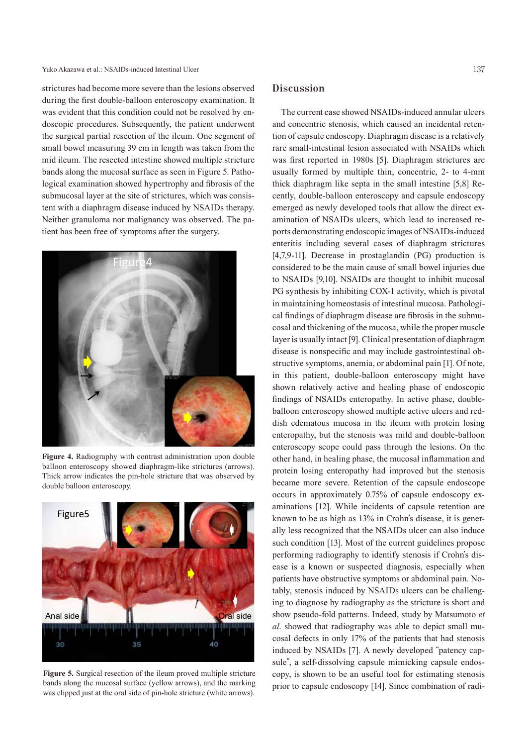strictures had become more severe than the lesions observed during the first double-balloon enteroscopy examination. It was evident that this condition could not be resolved by endoscopic procedures. Subsequently, the patient underwent the surgical partial resection of the ileum. One segment of small bowel measuring 39 cm in length was taken from the mid ileum. The resected intestine showed multiple stricture bands along the mucosal surface as seen in Figure 5. Pathological examination showed hypertrophy and fibrosis of the submucosal layer at the site of strictures, which was consistent with a diaphragm disease induced by NSAIDs therapy. Neither granuloma nor malignancy was observed. The patient has been free of symptoms after the surgery.

**Figure 4.** Radiography with contrast administration upon double balloon enteroscopy showed diaphragm-like strictures (arrows). Thick arrow indicates the pin-hole stricture that was observed by double balloon enteroscopy.

**Figure 5.** Surgical resection of the ileum proved multiple stricture bands along the mucosal surface (yellow arrows), and the marking was clipped just at the oral side of pin-hole stricture (white arrows).

## Discussion

The current case showed NSAIDs-induced annular ulcers and concentric stenosis, which caused an incidental retention of capsule endoscopy. Diaphragm disease is a relatively rare small-intestinal lesion associated with NSAIDs which was first reported in 1980s [5]. Diaphragm strictures are usually formed by multiple thin, concentric, 2- to 4-mm thick diaphragm like septa in the small intestine [5,8] Recently, double-balloon enteroscopy and capsule endoscopy emerged as newly developed tools that allow the direct examination of NSAIDs ulcers, which lead to increased reports demonstrating endoscopic images of NSAIDs-induced enteritis including several cases of diaphragm strictures [4,7,9-11]. Decrease in prostaglandin (PG) production is considered to be the main cause of small bowel injuries due to NSAIDs [9,10]. NSAIDs are thought to inhibit mucosal PG synthesis by inhibiting COX-1 activity, which is pivotal in maintaining homeostasis of intestinal mucosa. Pathological findings of diaphragm disease are fibrosis in the submucosal and thickening of the mucosa, while the proper muscle layer is usually intact [9]. Clinical presentation of diaphragm disease is nonspecific and may include gastrointestinal obstructive symptoms, anemia, or abdominal pain [1]. Of note, in this patient, double-balloon enteroscopy might have shown relatively active and healing phase of endoscopic findings of NSAIDs enteropathy. In active phase, double-balloon enteroscopy showed multiple active ulcers and reddish edematous mucosa in the ileum with protein losing enteropathy, but the stenosis was mild and double-balloon enteroscopy scope could pass through the lesions. On the other hand, in healing phase, the mucosal inflammation and protein losing enteropathy had improved but the stenosis became more severe. Retention of the capsule endoscope occurs in approximately 0.75% of capsule endoscopy examinations [12]. While incidents of capsule retention are known to be as high as 13% in Crohn's disease, it is generally less recognized that the NSAIDs ulcer can also induce such condition [13]. Most of the current guidelines propose performing radiography to identify stenosis if Crohn's disease is a known or suspected diagnosis, especially when patients have obstructive symptoms or abdominal pain. Notably, stenosis induced by NSAIDs ulcers can be challenging to diagnose by radiography as the structure is short and show pseudo-fold patterns. Indeed, study by Matsumoto *et al*. showed that radiography was able to depict small mucosal defects in only 17% of the patients that had stenosis induced by NSAIDs [7]. A newly developed "patency capsule", a self-dissolving capsule mimicking capsule endoscopy, is shown to be an useful tool for estimating stenosis prior to capsule endoscopy [14]. Since combination of radi-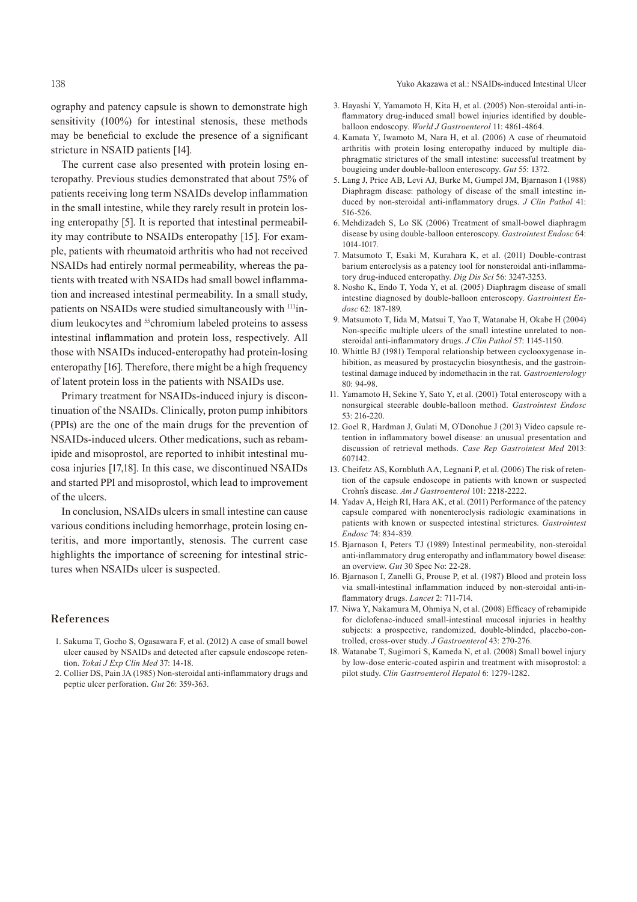ography and patency capsule is shown to demonstrate high sensitivity (100%) for intestinal stenosis, these methods may be beneficial to exclude the presence of a significant stricture in NSAID patients [14].

The current case also presented with protein losing enteropathy. Previous studies demonstrated that about 75% of patients receiving long term NSAIDs develop inflammation in the small intestine, while they rarely result in protein losing enteropathy [5]. It is reported that intestinal permeability may contribute to NSAIDs enteropathy [15]. For example, patients with rheumatoid arthritis who had not received NSAIDs had entirely normal permeability, whereas the patients with treated with NSAIDs had small bowel inflammation and increased intestinal permeability. In a small study, patients on NSAIDs were studied simultaneously with $^{111}$indium leukocytes and $^{55}$chromium labeled proteins to assess intestinal inflammation and protein loss, respectively. All those with NSAIDs induced-enteropathy had protein-losing enteropathy [16]. Therefore, there might be a high frequency of latent protein loss in the patients with NSAIDs use.

Primary treatment for NSAIDs-induced injury is discontinuation of the NSAIDs. Clinically, proton pump inhibitors (PPIs) are the one of the main drugs for the prevention of NSAIDs-induced ulcers. Other medications, such as rebamipide and misoprostol, are reported to inhibit intestinal mucosa injuries [17,18]. In this case, we discontinued NSAIDs and started PPI and misoprostol, which lead to improvement of the ulcers.

In conclusion, NSAIDs ulcers in small intestine can cause various conditions including hemorrhage, protein losing enteritis, and more importantly, stenosis. The current case highlights the importance of screening for intestinal strictures when NSAIDs ulcer is suspected.

## References

1. Sakuma T, Gocho S, Ogasawara F, et al. (2012) A case of small bowel ulcer caused by NSAIDs and detected after capsule endoscope retention. *Tokai J Exp Clin Med* 37: 14-18.
2. Collier DS, Pain JA (1985) Non-steroidal anti-inflammatory drugs and peptic ulcer perforation. *Gut* 26: 359-363.
3. Hayashi Y, Yamamoto H, Kita H, et al. (2005) Non-steroidal anti-inflammatory drug-induced small bowel injuries identified by double-balloon endoscopy. *World J Gastroenterol* 11: 4861-4864.
4. Kamata Y, Iwamoto M, Nara H, et al. (2006) A case of rheumatoid arthritis with protein losing enteropathy induced by multiple diaphragmatic strictures of the small intestine: successful treatment by bougieing under double-balloon enteroscopy. *Gut* 55: 1372.
5. Lang J, Price AB, Levi AJ, Burke M, Gumpel JM, Bjarnason I (1988) Diaphragm disease: pathology of disease of the small intestine induced by non-steroidal anti-inflammatory drugs. *J Clin Pathol* 41: 516-526.
6. Mehdizadeh S, Lo SK (2006) Treatment of small-bowel diaphragm disease by using double-balloon enteroscopy. *Gastrointest Endosc* 64: 1014-1017.
7. Matsumoto T, Esaki M, Kurahara K, et al. (2011) Double-contrast barium enteroclysis as a patency tool for nonsteroidal anti-inflammatory drug-induced enteropathy. *Dig Dis Sci* 56: 3247-3253.
8. Nosho K, Endo T, Yoda Y, et al. (2005) Diaphragm disease of small intestine diagnosed by double-balloon enteroscopy. *Gastrointest Endosc* 62: 187-189.
9. Matsumoto T, Iida M, Matsui T, Yao T, Watanabe H, Okabe H (2004) Non-specific multiple ulcers of the small intestine unrelated to nonsteroidal anti-inflammatory drugs. *J Clin Pathol* 57: 1145-1150.
10. Whittle BJ (1981) Temporal relationship between cyclooxygenase inhibition, as measured by prostacyclin biosynthesis, and the gastrointestinal damage induced by indomethacin in the rat. *Gastroenterology* 80: 94-98.
11. Yamamoto H, Sekine Y, Sato Y, et al. (2001) Total enteroscopy with a nonsurgical steerable double-balloon method. *Gastrointest Endosc* 53: 216-220.
12. Goel R, Hardman J, Gulati M, O'Donohue J (2013) Video capsule retention in inflammatory bowel disease: an unusual presentation and discussion of retrieval methods. *Case Rep Gastrointest Med* 2013: 607142.
13. Cheifetz AS, Kornbluth AA, Legnani P, et al. (2006) The risk of retention of the capsule endoscope in patients with known or suspected Crohn's disease. *Am J Gastroenterol* 101: 2218-2222.
14. Yadav A, Heigh RI, Hara AK, et al. (2011) Performance of the patency capsule compared with nonenteroclysis radiologic examinations in patients with known or suspected intestinal strictures. *Gastrointest Endosc* 74: 834-839.
15. Bjarnason I, Peters TJ (1989) Intestinal permeability, non-steroidal anti-inflammatory drug enteropathy and inflammatory bowel disease: an overview. *Gut* 30 Spec No: 22-28.
16. Bjarnason I, Zanelli G, Prouse P, et al. (1987) Blood and protein loss via small-intestinal inflammation induced by non-steroidal anti-inflammatory drugs. *Lancet* 2: 711-714.
17. Niwa Y, Nakamura M, Ohmiya N, et al. (2008) Efficacy of rebamipide for diclofenac-induced small-intestinal mucosal injuries in healthy subjects: a prospective, randomized, double-blinded, placebo-controlled, cross-over study. *J Gastroenterol* 43: 270-276.
18. Watanabe T, Sugimori S, Kameda N, et al. (2008) Small bowel injury by low-dose enteric-coated aspirin and treatment with misoprostol: a pilot study. *Clin Gastroenterol Hepatol* 6: 1279-1282.